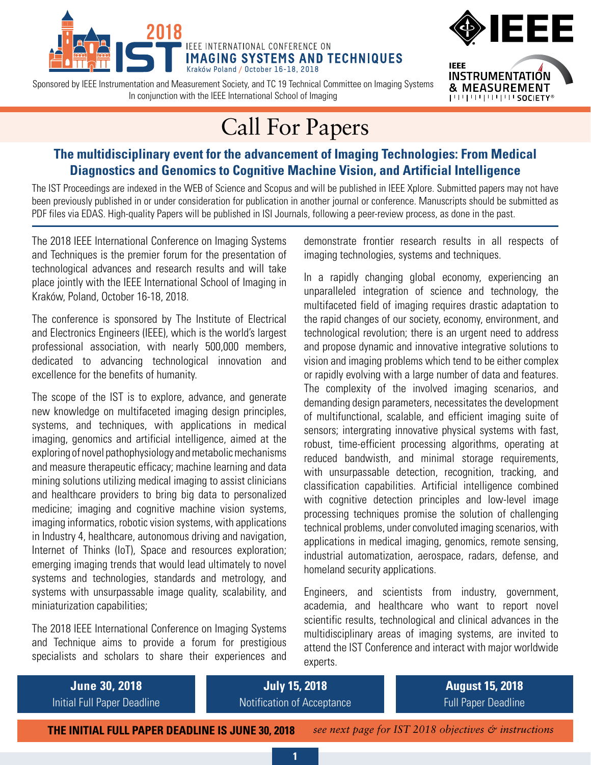# 2018 IST

IEEE INTERNATIONAL CONFERENCE ON
**IMAGING SYSTEMS AND TECHNIQUES**
Kraków Poland / October 16-18, 2018

Sponsored by IEEE Instrumentation and Measurement Society, and TC 19 Technical Committee on Imaging Systems
In conjunction with the IEEE International School of Imaging

IEEE INSTRUMENTATION & MEASUREMENT SOCIETY®

# Call For Papers

## The multidisciplinary event for the advancement of Imaging Technologies: From Medical Diagnostics and Genomics to Cognitive Machine Vision, and Artificial Intelligence

The IST Proceedings are indexed in the WEB of Science and Scopus and will be published in IEEE Xplore. Submitted papers may not have been previously published in or under consideration for publication in another journal or conference. Manuscripts should be submitted as PDF files via EDAS. High-quality Papers will be published in ISI Journals, following a peer-review process, as done in the past.

The 2018 IEEE International Conference on Imaging Systems and Techniques is the premier forum for the presentation of technological advances and research results and will take place jointly with the IEEE International School of Imaging in Kraków, Poland, October 16-18, 2018.

The conference is sponsored by The Institute of Electrical and Electronics Engineers (IEEE), which is the world's largest professional association, with nearly 500,000 members, dedicated to advancing technological innovation and excellence for the benefits of humanity.

The scope of the IST is to explore, advance, and generate new knowledge on multifaceted imaging design principles, systems, and techniques, with applications in medical imaging, genomics and artificial intelligence, aimed at the exploring of novel pathophysiology and metabolic mechanisms and measure therapeutic efficacy; machine learning and data mining solutions utilizing medical imaging to assist clinicians and healthcare providers to bring big data to personalized medicine; imaging and cognitive machine vision systems, imaging informatics, robotic vision systems, with applications in Industry 4, healthcare, autonomous driving and navigation, Internet of Thinks (IoT), Space and resources exploration; emerging imaging trends that would lead ultimately to novel systems and technologies, standards and metrology, and systems with unsurpassable image quality, scalability, and miniaturization capabilities;

The 2018 IEEE International Conference on Imaging Systems and Technique aims to provide a forum for prestigious specialists and scholars to share their experiences and demonstrate frontier research results in all respects of imaging technologies, systems and techniques.

In a rapidly changing global economy, experiencing an unparalleled integration of science and technology, the multifaceted field of imaging requires drastic adaptation to the rapid changes of our society, economy, environment, and technological revolution; there is an urgent need to address and propose dynamic and innovative integrative solutions to vision and imaging problems which tend to be either complex or rapidly evolving with a large number of data and features. The complexity of the involved imaging scenarios, and demanding design parameters, necessitates the development of multifunctional, scalable, and efficient imaging suite of sensors; intergrating innovative physical systems with fast, robust, time-efficient processing algorithms, operating at reduced bandwisth, and minimal storage requirements, with unsurpassable detection, recognition, tracking, and classification capabilities. Artificial intelligence combined with cognitive detection principles and low-level image processing techniques promise the solution of challenging technical problems, under convoluted imaging scenarios, with applications in medical imaging, genomics, remote sensing, industrial automatization, aerospace, radars, defense, and homeland security applications.

Engineers, and scientists from industry, government, academia, and healthcare who want to report novel scientific results, technological and clinical advances in the multidisciplinary areas of imaging systems, are invited to attend the IST Conference and interact with major worldwide experts.

| **June 30, 2018** | **July 15, 2018** | **August 15, 2018** |
|---|---|---|
| Initial Full Paper Deadline | Notification of Acceptance | Full Paper Deadline |

**THE INITIAL FULL PAPER DEADLINE IS JUNE 30, 2018** *see next page for IST 2018 objectives & instructions*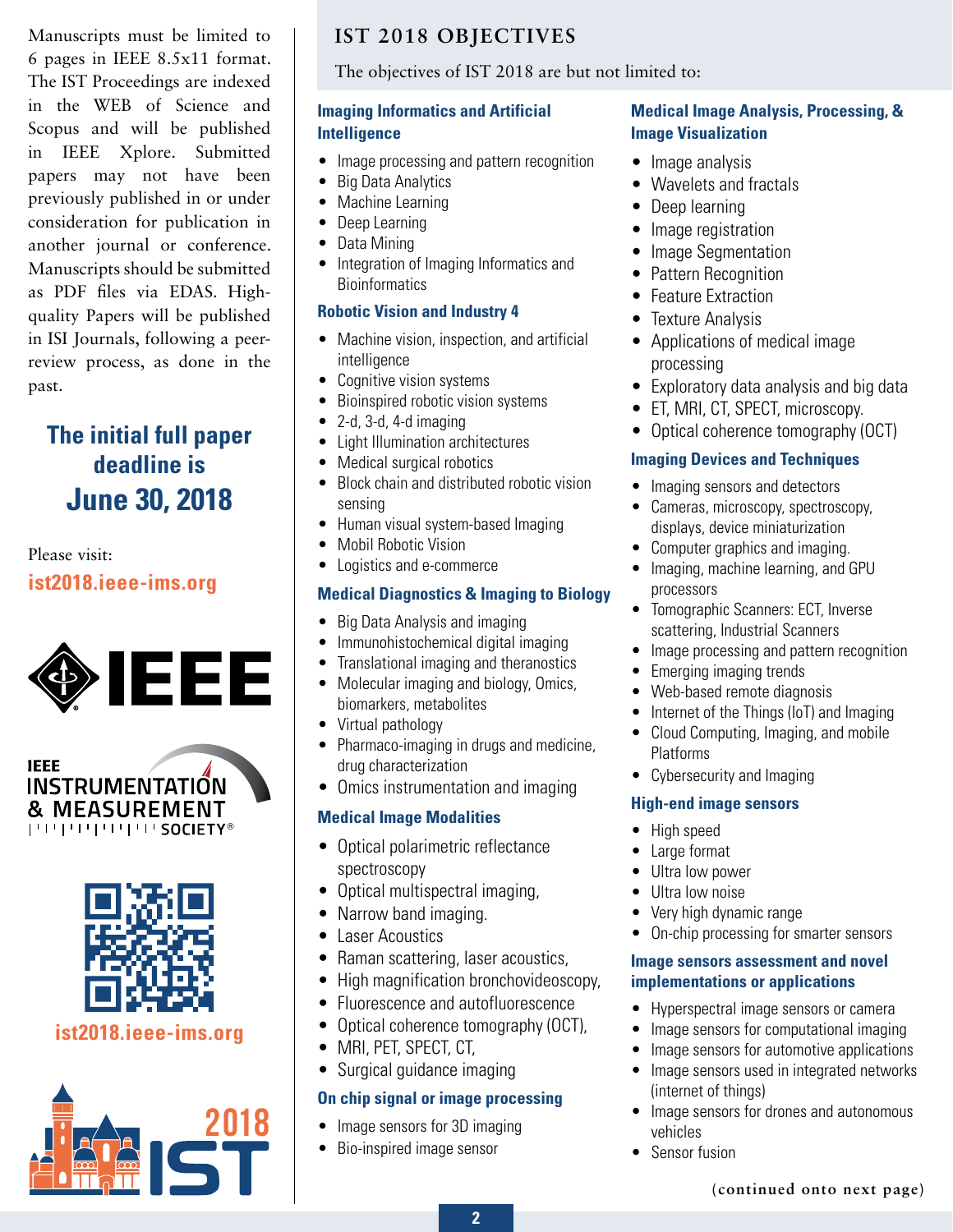Manuscripts must be limited to 6 pages in IEEE 8.5x11 format. The IST Proceedings are indexed in the WEB of Science and Scopus and will be published in IEEE Xplore. Submitted papers may not have been previously published in or under consideration for publication in another journal or conference. Manuscripts should be submitted as PDF files via EDAS. High-quality Papers will be published in ISI Journals, following a peer-review process, as done in the past.

**The initial full paper deadline is June 30, 2018**

Please visit:
**ist2018.ieee-ims.org**

ist2018.ieee-ims.org

## IST 2018 OBJECTIVES

The objectives of IST 2018 are but not limited to:

### Imaging Informatics and Artificial Intelligence

- Image processing and pattern recognition
- Big Data Analytics
- Machine Learning
- Deep Learning
- Data Mining
- Integration of Imaging Informatics and Bioinformatics

### Robotic Vision and Industry 4

- Machine vision, inspection, and artificial intelligence
- Cognitive vision systems
- Bioinspired robotic vision systems
- 2-d, 3-d, 4-d imaging
- Light Illumination architectures
- Medical surgical robotics
- Block chain and distributed robotic vision sensing
- Human visual system-based Imaging
- Mobil Robotic Vision
- Logistics and e-commerce

### Medical Diagnostics & Imaging to Biology

- Big Data Analysis and imaging
- Immunohistochemical digital imaging
- Translational imaging and theranostics
- Molecular imaging and biology, Omics, biomarkers, metabolites
- Virtual pathology
- Pharmaco-imaging in drugs and medicine, drug characterization
- Omics instrumentation and imaging

### Medical Image Modalities

- Optical polarimetric reflectance spectroscopy
- Optical multispectral imaging,
- Narrow band imaging.
- Laser Acoustics
- Raman scattering, laser acoustics,
- High magnification bronchovideoscopy,
- Fluorescence and autofluorescence
- Optical coherence tomography (OCT),
- MRI, PET, SPECT, CT,
- Surgical guidance imaging

### On chip signal or image processing

- Image sensors for 3D imaging
- Bio-inspired image sensor

### Medical Image Analysis, Processing, & Image Visualization

- Image analysis
- Wavelets and fractals
- Deep learning
- Image registration
- Image Segmentation
- Pattern Recognition
- Feature Extraction
- Texture Analysis
- Applications of medical image processing
- Exploratory data analysis and big data
- ET, MRI, CT, SPECT, microscopy.
- Optical coherence tomography (OCT)

### Imaging Devices and Techniques

- Imaging sensors and detectors
- Cameras, microscopy, spectroscopy, displays, device miniaturization
- Computer graphics and imaging.
- Imaging, machine learning, and GPU processors
- Tomographic Scanners: ECT, Inverse scattering, Industrial Scanners
- Image processing and pattern recognition
- Emerging imaging trends
- Web-based remote diagnosis
- Internet of the Things (IoT) and Imaging
- Cloud Computing, Imaging, and mobile Platforms
- Cybersecurity and Imaging

### High-end image sensors

- High speed
- Large format
- Ultra low power
- Ultra low noise
- Very high dynamic range
- On-chip processing for smarter sensors

### Image sensors assessment and novel implementations or applications

- Hyperspectral image sensors or camera
- Image sensors for computational imaging
- Image sensors for automotive applications
- Image sensors used in integrated networks (internet of things)
- Image sensors for drones and autonomous vehicles
- Sensor fusion

(continued onto next page)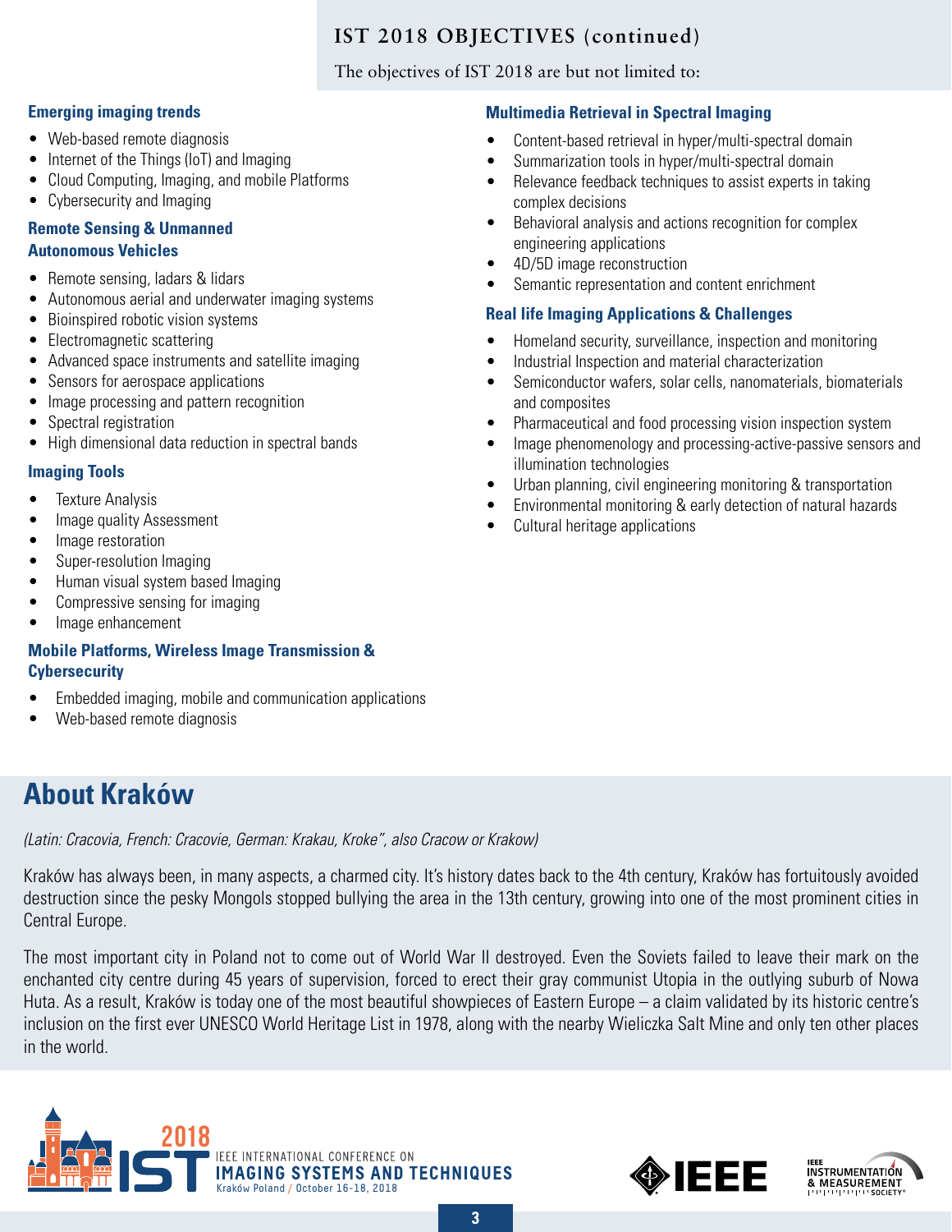## IST 2018 OBJECTIVES (continued)

The objectives of IST 2018 are but not limited to:

### Emerging imaging trends

- Web-based remote diagnosis
- Internet of the Things (IoT) and Imaging
- Cloud Computing, Imaging, and mobile Platforms
- Cybersecurity and Imaging

### Remote Sensing & Unmanned Autonomous Vehicles

- Remote sensing, ladars & lidars
- Autonomous aerial and underwater imaging systems
- Bioinspired robotic vision systems
- Electromagnetic scattering
- Advanced space instruments and satellite imaging
- Sensors for aerospace applications
- Image processing and pattern recognition
- Spectral registration
- High dimensional data reduction in spectral bands

### Imaging Tools

- Texture Analysis
- Image quality Assessment
- Image restoration
- Super-resolution Imaging
- Human visual system based Imaging
- Compressive sensing for imaging
- Image enhancement

### Mobile Platforms, Wireless Image Transmission & Cybersecurity

- Embedded imaging, mobile and communication applications
- Web-based remote diagnosis

### Multimedia Retrieval in Spectral Imaging

- Content-based retrieval in hyper/multi-spectral domain
- Summarization tools in hyper/multi-spectral domain
- Relevance feedback techniques to assist experts in taking complex decisions
- Behavioral analysis and actions recognition for complex engineering applications
- 4D/5D image reconstruction
- Semantic representation and content enrichment

### Real life Imaging Applications & Challenges

- Homeland security, surveillance, inspection and monitoring
- Industrial Inspection and material characterization
- Semiconductor wafers, solar cells, nanomaterials, biomaterials and composites
- Pharmaceutical and food processing vision inspection system
- Image phenomenology and processing-active-passive sensors and illumination technologies
- Urban planning, civil engineering monitoring & transportation
- Environmental monitoring & early detection of natural hazards
- Cultural heritage applications

# About Kraków

*(Latin: Cracovia, French: Cracovie, German: Krakau, Kroke", also Cracow or Krakow)*

Kraków has always been, in many aspects, a charmed city. It's history dates back to the 4th century, Kraków has fortuitously avoided destruction since the pesky Mongols stopped bullying the area in the 13th century, growing into one of the most prominent cities in Central Europe.

The most important city in Poland not to come out of World War II destroyed. Even the Soviets failed to leave their mark on the enchanted city centre during 45 years of supervision, forced to erect their gray communist Utopia in the outlying suburb of Nowa Huta. As a result, Kraków is today one of the most beautiful showpieces of Eastern Europe – a claim validated by its historic centre's inclusion on the first ever UNESCO World Heritage List in 1978, along with the nearby Wieliczka Salt Mine and only ten other places in the world.

2018 IST IEEE INTERNATIONAL CONFERENCE ON IMAGING SYSTEMS AND TECHNIQUES
Kraków Poland / October 16-18, 2018

IEEE

IEEE INSTRUMENTATION & MEASUREMENT SOCIETY